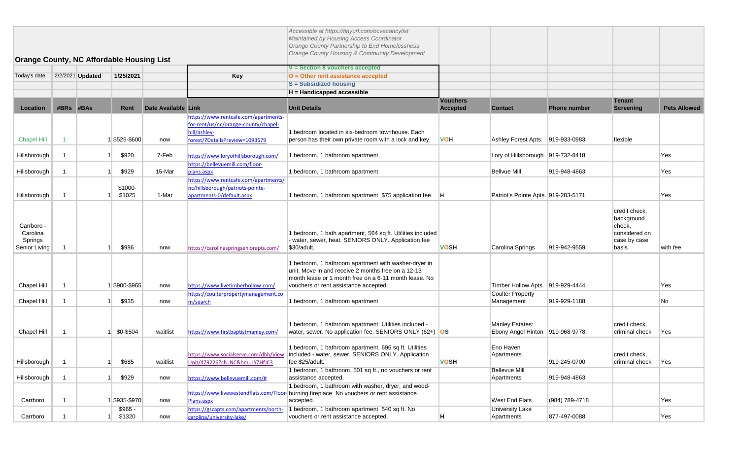## Orange County, NC Affordable Housing List

*Accessible at https://tinyurl.com/ocvacancylist*
*Maintained by Housing Access Coordinator*
*Orange County Partnership to End Homelessness*
*Orange County Housing & Community Development*

Today's date: 2/2/2021 **Updated** 1/25/2021

**Key**

- **V = Section 8 vouchers accepted**
- **O = Other rent assistance accepted**
- **S = Subsidized housing**
- **H = Handicapped accessible**

| Location | #BRs | #BAs | Rent | Date Available | Link | Unit Details | Vouchers Accepted | Contact | Phone number | Tenant Screening | Pets Allowed |
|---|---|---|---|---|---|---|---|---|---|---|---|
| Chapel Hill | 1 | 1 | $525-$600 | now | https://www.rentcafe.com/apartments-for-rent/us/nc/orange-county/chapel-hill/ashley-forest/?DetailsPreview=1093579 | 1 bedroom located in six-bedroom townhouse. Each person has their own private room with a lock and key. | VOH | Ashley Forest Apts. | 919-933-0983 | flexible | |
| Hillsborough | 1 | 1 | $920 | 7-Feb | https://www.loryofhillsborough.com/ | 1 bedroom, 1 bathroom apartment. | | Lory of Hillsborough | 919-732-8418 | | Yes |
| Hillsborough | 1 | 1 | $929 | 15-Mar | https://bellevuemill.com/floor-plans.aspx | 1 bedroom, 1 bathroom apartment | | Bellvue Mill | 919-948-4863 | | Yes |
| Hillsborough | 1 | 1 | $1000-$1025 | 1-Mar | https://www.rentcafe.com/apartments/nc/hillsborough/patriots-pointe-apartments-0/default.aspx | 1 bedroom, 1 bathroom apartment. $75 application fee. | H | Patriot's Pointe Apts. | 919-283-5171 | | Yes |
| Carrboro - Carolina Springs Senior Living | 1 | 1 | $986 | now | https://carolinaspringsseniorapts.com/ | 1 bedroom, 1 bath apartment, 564 sq ft. Utilities included - water, sewer, heat. SENIORS ONLY. Application fee $30/adult. | VOSH | Carolina Springs | 919-942-9559 | credit check, background check, considered on case by case basis | with fee |
| Chapel Hill | 1 | 1 | $900-$965 | now | https://www.livetimberhollow.com/ | 1 bedroom, 1 bathroom apartment with washer-dryer in unit. Move in and receive 2 months free on a 12-13 month lease or 1 month free on a 6-11 month lease. No vouchers or rent assistance accepted. | | Timber Hollow Apts. | 919-929-4444 | | Yes |
| Chapel Hill | 1 | 1 | $935 | now | https://coulterpropertymanagement.com/search | 1 bedroom, 1 bathroom apartment | | Coulter Property Management | 919-929-1188 | | No |
| Chapel Hill | 1 | 1 | $0-$504 | waitlist | https://www.firstbaptistmanley.com/ | 1 bedroom, 1 bathroom apartment. Utilities included - water, sewer. No application fee. SENIORS ONLY (62+) | OS | Manley Estates: Ebony Angel Hinton | 919-968-9778. | credit check, criminal check | Yes |
| Hillsborough | 1 | 1 | $685 | waitlist | https://www.socialserve.com/dbh/View Unit/479226?ch=NC&hm=LYZHfJC3 | 1 bedroom, 1 bathroom apartment, 696 sq ft. Utilities included - water, sewer. SENIORS ONLY. Application fee $25/adult. | VOSH | Eno Haven Apartments | 919-245-0700 | credit check, criminal check | Yes |
| Hillsborough | 1 | 1 | $929 | now | https://www.bellevuemill.com/# | 1 bedroom, 1 bathroom. 501 sq ft., no vouchers or rent assistance accepted. | | Bellevue Mill Apartments | 919-948-4863 | | |
| Carrboro | 1 | 1 | $935-$970 | now | https://www.livewestendflats.com/FloorPlans.aspx | 1 bedroom, 1 bathroom with washer, dryer, and wood-burning fireplace. No vouchers or rent assistance accepted. | | West End Flats | (984) 789-4718 | | Yes |
| Carrboro | 1 | 1 | $965 - $1320 | now | https://gscapts.com/apartments/north-carolina/university-lake/ | 1 bedroom, 1 bathroom apartment. 540 sq ft. No vouchers or rent assistance accepted. | H | University Lake Apartments | 877-497-0088 | | Yes |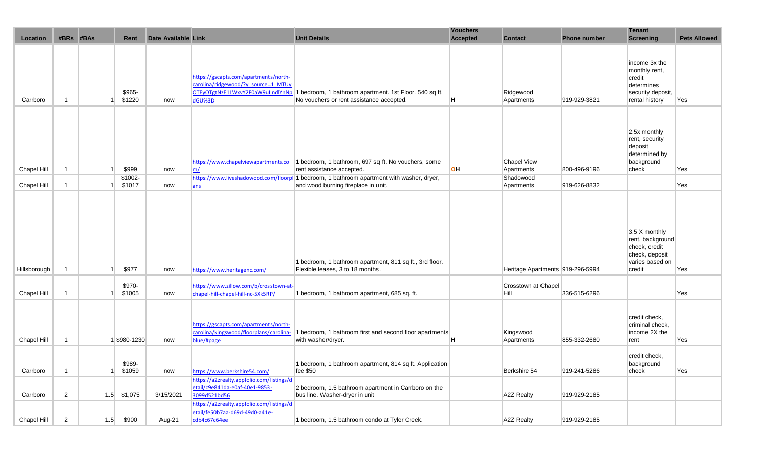| Location | #BRs | #BAs | Rent | Date Available | Link | Unit Details | Vouchers Accepted | Contact | Phone number | Tenant Screening | Pets Allowed |
|---|---|---|---|---|---|---|---|---|---|---|---|
| Carrboro | 1 | 1 | $965-$1220 | now | https://gscapts.com/apartments/north-carolina/ridgewood/?y_source=1_MTUyOTEyOTgtNzE1LWxvY2F0aW9uLndlYnNpdGU%3D | 1 bedroom, 1 bathroom apartment. 1st Floor. 540 sq ft. No vouchers or rent assistance accepted. | H | Ridgewood Apartments | 919-929-3821 | income 3x the monthly rent, credit determines security deposit, rental history | Yes |
| Chapel Hill | 1 | 1 | $999 | now | https://www.chapelviewapartments.com/ | 1 bedroom, 1 bathroom, 697 sq ft. No vouchers, some rent assistance accepted. | OH | Chapel View Apartments | 800-496-9196 | 2.5x monthly rent, security deposit determined by background check | Yes |
| Chapel Hill | 1 | 1 | $1002-$1017 | now | https://www.liveshadowood.com/floorplans | 1 bedroom, 1 bathroom apartment with washer, dryer, and wood burning fireplace in unit. | | Shadowood Apartments | 919-626-8832 | | Yes |
| Hillsborough | 1 | 1 | $977 | now | https://www.heritagenc.com/ | 1 bedroom, 1 bathroom apartment, 811 sq ft., 3rd floor. Flexible leases, 3 to 18 months. | | Heritage Apartments | 919-296-5994 | 3.5 X monthly rent, background check, credit check, deposit varies based on credit | Yes |
| Chapel Hill | 1 | 1 | $970-$1005 | now | https://www.zillow.com/b/crosstown-at-chapel-hill-chapel-hill-nc-5Xk5RP/ | 1 bedroom, 1 bathroom apartment, 685 sq. ft. | | Crosstown at Chapel Hill | 336-515-6296 | | Yes |
| Chapel Hill | 1 | 1 | $980-1230 | now | https://gscapts.com/apartments/north-carolina/kingswood/floorplans/carolina-blue/#page | 1 bedroom, 1 bathroom first and second floor apartments with washer/dryer. | H | Kingswood Apartments | 855-332-2680 | credit check, criminal check, income 2X the rent | Yes |
| Carrboro | 1 | 1 | $989-$1059 | now | https://www.berkshire54.com/ | 1 bedroom, 1 bathroom apartment, 814 sq ft. Application fee $50 | | Berkshire 54 | 919-241-5286 | credit check, background check | Yes |
| Carrboro | 2 | 1.5 | $1,075 | 3/15/2021 | https://a2zrealty.appfolio.com/listings/detail/c9e841da-e0af-40e1-9853-3099d521bd56 | 2 bedroom, 1.5 bathroom apartment in Carrboro on the bus line. Washer-dryer in unit | | A2Z Realty | 919-929-2185 | | |
| Chapel Hill | 2 | 1.5 | $900 | Aug-21 | https://a2zrealty.appfolio.com/listings/detail/fe50b7aa-d69d-49d0-a41e-cdb4c67c64ee | 1 bedroom, 1.5 bathroom condo at Tyler Creek. | | A2Z Realty | 919-929-2185 | | |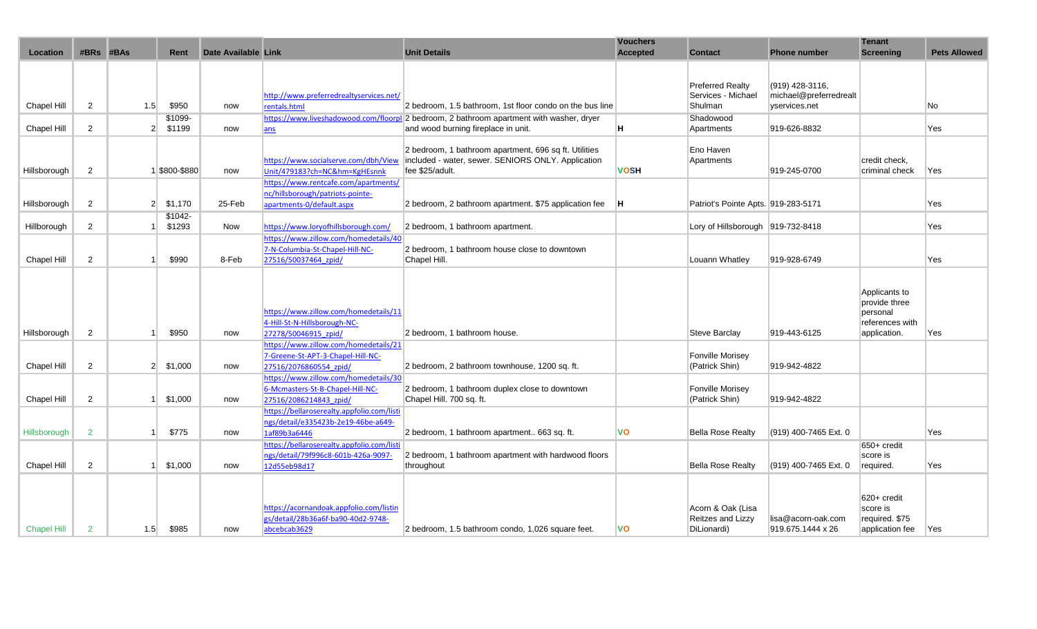| Location | #BRs | #BAs | Rent | Date Available | Link | Unit Details | Vouchers Accepted | Contact | Phone number | Tenant Screening | Pets Allowed |
|---|---|---|---|---|---|---|---|---|---|---|---|
| Chapel Hill | 2 | 1.5 | $950 | now | http://www.preferredrealtyservices.net/rentals.html | 2 bedroom, 1.5 bathroom, 1st floor condo on the bus line | | Preferred Realty Services - Michael Shulman | (919) 428-3116, michael@preferredrealtyservices.net | | No |
| Chapel Hill | 2 | 2 | $1099-$1199 | now | https://www.liveshadowood.com/floorplans | 2 bedroom, 2 bathroom apartment with washer, dryer and wood burning fireplace in unit. | H | Shadowood Apartments | 919-626-8832 | | Yes |
| Hillsborough | 2 | 1 | $800-$880 | now | https://www.socialserve.com/dbh/ViewUnit/479183?ch=NC&hm=KgHEsnnk | 2 bedroom, 1 bathroom apartment, 696 sq ft. Utilities included - water, sewer. SENIORS ONLY. Application fee $25/adult. | VOSH | Eno Haven Apartments | 919-245-0700 | credit check, criminal check | Yes |
| Hillsborough | 2 | 2 | $1,170 | 25-Feb | https://www.rentcafe.com/apartments/nc/hillsborough/patriots-pointe-apartments-0/default.aspx | 2 bedroom, 2 bathroom apartment. $75 application fee | H | Patriot's Pointe Apts. | 919-283-5171 | | Yes |
| Hillborough | 2 | 1 | $1042-$1293 | Now | https://www.loryofhillsborough.com/ | 2 bedroom, 1 bathroom apartment. | | Lory of Hillsborough | 919-732-8418 | | Yes |
| Chapel Hill | 2 | 1 | $990 | 8-Feb | https://www.zillow.com/homedetails/407-N-Columbia-St-Chapel-Hill-NC-27516/50037464_zpid/ | 2 bedroom, 1 bathroom house close to downtown Chapel Hill. | | Louann Whatley | 919-928-6749 | | Yes |
| Hillsborough | 2 | 1 | $950 | now | https://www.zillow.com/homedetails/114-Hill-St-N-Hillsborough-NC-27278/50046915_zpid/ | 2 bedroom, 1 bathroom house. | | Steve Barclay | 919-443-6125 | Applicants to provide three personal references with application. | Yes |
| Chapel Hill | 2 | 2 | $1,000 | now | https://www.zillow.com/homedetails/217-Greene-St-APT-3-Chapel-Hill-NC-27516/2076860554_zpid/ | 2 bedroom, 2 bathroom townhouse, 1200 sq. ft. | | Fonville Morisey (Patrick Shin) | 919-942-4822 | | |
| Chapel Hill | 2 | 1 | $1,000 | now | https://www.zillow.com/homedetails/306-Mcmasters-St-B-Chapel-Hill-NC-27516/2086214843_zpid/ | 2 bedroom, 1 bathroom duplex close to downtown Chapel Hill. 700 sq. ft. | | Fonville Morisey (Patrick Shin) | 919-942-4822 | | |
| Hillsborough | 2 | 1 | $775 | now | https://bellaroserealty.appfolio.com/listings/detail/e335423b-2e19-46be-a649-1af89b3a6446 | 2 bedroom, 1 bathroom apartment.. 663 sq. ft. | VO | Bella Rose Realty | (919) 400-7465 Ext. 0 | | Yes |
| Chapel Hill | 2 | 1 | $1,000 | now | https://bellaroserealty.appfolio.com/listings/detail/79f996c8-601b-426a-9097-12d55eb98d17 | 2 bedroom, 1 bathroom apartment with hardwood floors throughout | | Bella Rose Realty | (919) 400-7465 Ext. 0 | 650+ credit score is required. | Yes |
| Chapel Hill | 2 | 1.5 | $985 | now | https://acornandoak.appfolio.com/listings/detail/28b36a6f-ba90-40d2-9748-abcebcab3629 | 2 bedroom, 1.5 bathroom condo, 1,026 square feet. | VO | Acorn & Oak (Lisa Reitzes and Lizzy DiLionardi) | lisa@acorn-oak.com 919.675.1444 x 26 | 620+ credit score is required. $75 application fee | Yes |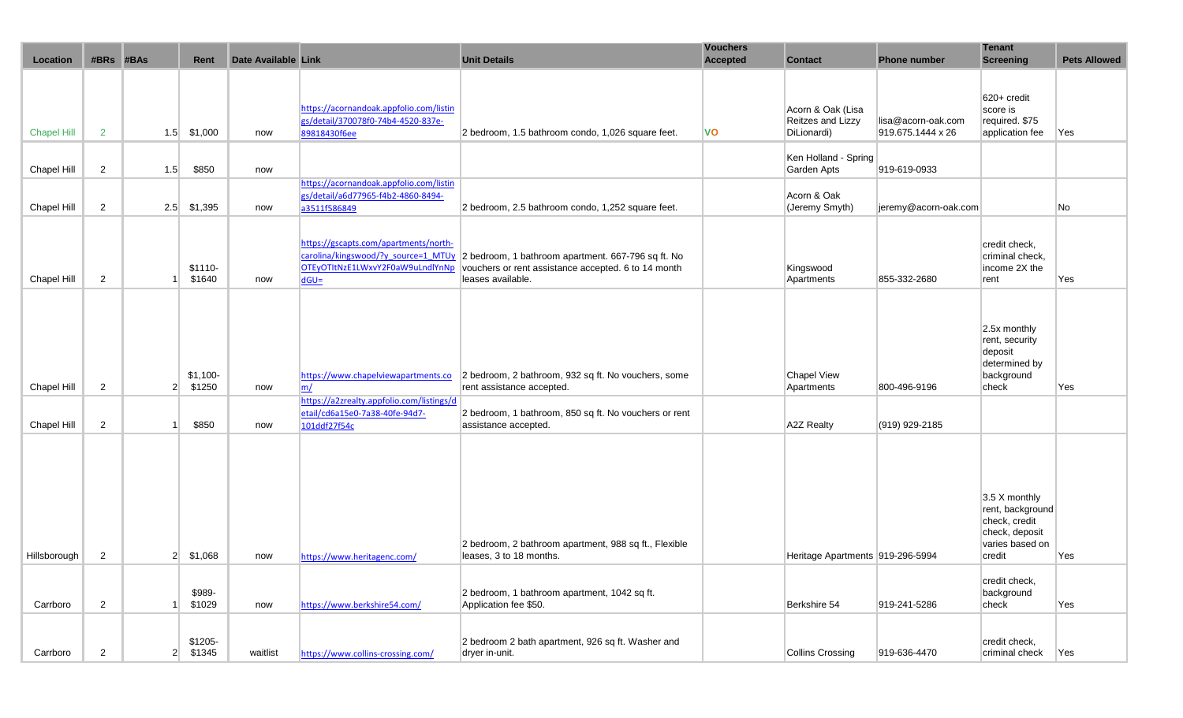| Location | #BRs | #BAs | Rent | Date Available | Link | Unit Details | Vouchers Accepted | Contact | Phone number | Tenant Screening | Pets Allowed |
|---|---|---|---|---|---|---|---|---|---|---|---|
| Chapel Hill | 2 | 1.5 | $1,000 | now | https://acornandoak.appfolio.com/listings/detail/370078f0-74b4-4520-837e-89818430f6ee | 2 bedroom, 1.5 bathroom condo, 1,026 square feet. | VO | Acorn & Oak (Lisa Reitzes and Lizzy DiLionardi) | lisa@acorn-oak.com 919.675.1444 x 26 | 620+ credit score is required. $75 application fee | Yes |
| Chapel Hill | 2 | 1.5 | $850 | now | | | | Ken Holland - Spring Garden Apts | 919-619-0933 | | |
| Chapel Hill | 2 | 2.5 | $1,395 | now | https://acornandoak.appfolio.com/listings/detail/a6d77965-f4b2-4860-8494-a3511f586849 | 2 bedroom, 2.5 bathroom condo, 1,252 square feet. | | Acorn & Oak (Jeremy Smyth) | jeremy@acorn-oak.com | | No |
| Chapel Hill | 2 | 1 | $1110-$1640 | now | https://gscapts.com/apartments/north-carolina/kingswood/?y_source=1_MTUyOTEyOTltNzE1LWxvY2F0aW9uLndlYnNpdGU= | 2 bedroom, 1 bathroom apartment. 667-796 sq ft. No vouchers or rent assistance accepted. 6 to 14 month leases available. | | Kingswood Apartments | 855-332-2680 | credit check, criminal check, income 2X the rent | Yes |
| Chapel Hill | 2 | 2 | $1,100-$1250 | now | https://www.chapelviewapartments.com/ | 2 bedroom, 2 bathroom, 932 sq ft. No vouchers, some rent assistance accepted. | | Chapel View Apartments | 800-496-9196 | 2.5x monthly rent, security deposit determined by background check | Yes |
| Chapel Hill | 2 | 1 | $850 | now | https://a2zrealty.appfolio.com/listings/detail/cd6a15e0-7a38-40fe-94d7-101ddf27f54c | 2 bedroom, 1 bathroom, 850 sq ft. No vouchers or rent assistance accepted. | | A2Z Realty | (919) 929-2185 | | |
| Hillsborough | 2 | 2 | $1,068 | now | https://www.heritagenc.com/ | 2 bedroom, 2 bathroom apartment, 988 sq ft., Flexible leases, 3 to 18 months. | | Heritage Apartments | 919-296-5994 | 3.5 X monthly rent, background check, credit check, deposit varies based on credit | Yes |
| Carrboro | 2 | 1 | $989-$1029 | now | https://www.berkshire54.com/ | 2 bedroom, 1 bathroom apartment, 1042 sq ft. Application fee $50. | | Berkshire 54 | 919-241-5286 | credit check, background check | Yes |
| Carrboro | 2 | 2 | $1205-$1345 | waitlist | https://www.collins-crossing.com/ | 2 bedroom 2 bath apartment, 926 sq ft. Washer and dryer in-unit. | | Collins Crossing | 919-636-4470 | credit check, criminal check | Yes |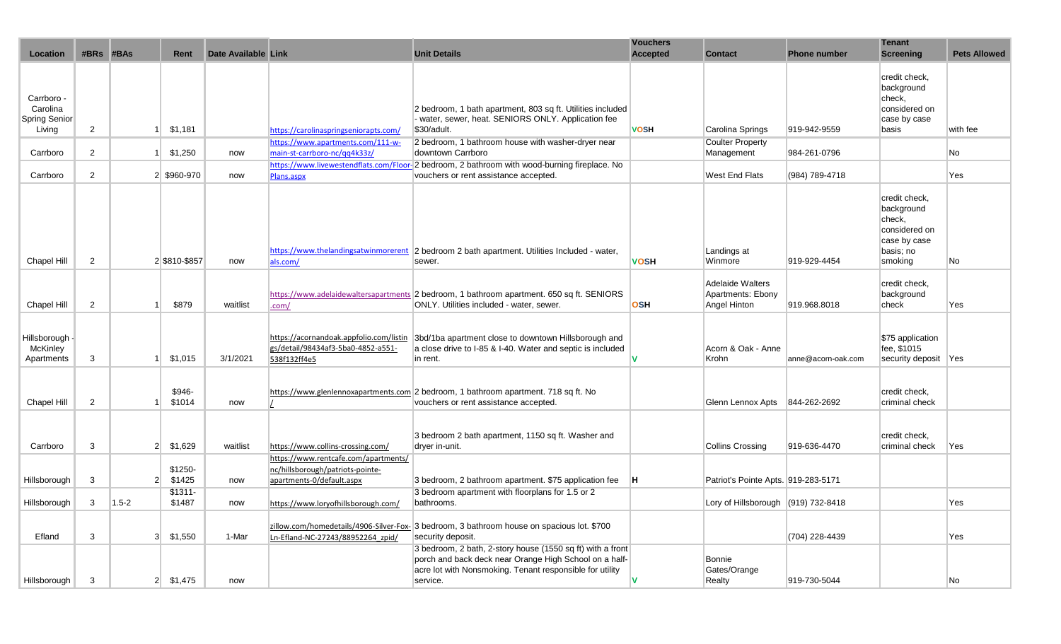| Location | #BRs | #BAs | Rent | Date Available | Link | Unit Details | Vouchers Accepted | Contact | Phone number | Tenant Screening | Pets Allowed |
|---|---|---|---|---|---|---|---|---|---|---|---|
| Carrboro - Carolina Spring Senior Living | 2 | 1 | $1,181 | | https://carolinaspringseniorapts.com/ | 2 bedroom, 1 bath apartment, 803 sq ft. Utilities included - water, sewer, heat. SENIORS ONLY. Application fee $30/adult. | VOSH | Carolina Springs | 919-942-9559 | credit check, background check, considered on case by case basis | with fee |
| Carrboro | 2 | 1 | $1,250 | now | https://www.apartments.com/111-w-main-st-carrboro-nc/qq4k33z/ | 2 bedroom, 1 bathroom house with washer-dryer near downtown Carrboro | | Coulter Property Management | 984-261-0796 | | No |
| Carrboro | 2 | 2 | $960-970 | now | https://www.livewestendflats.com/Floor-Plans.aspx | 2 bedroom, 2 bathroom with wood-burning fireplace. No vouchers or rent assistance accepted. | | West End Flats | (984) 789-4718 | | Yes |
| Chapel Hill | 2 | 2 | $810-$857 | now | https://www.thelandingsatwinmorerentals.com/ | 2 bedroom 2 bath apartment. Utilities Included - water, sewer. | VOSH | Landings at Winmore | 919-929-4454 | credit check, background check, considered on case by case basis; no smoking | No |
| Chapel Hill | 2 | 1 | $879 | waitlist | https://www.adelaidewaltersapartments.com/ | 2 bedroom, 1 bathroom apartment. 650 sq ft. SENIORS ONLY. Utilities included - water, sewer. | OSH | Adelaide Walters Apartments: Ebony Angel Hinton | 919.968.8018 | credit check, background check | Yes |
| Hillsborough - McKinley Apartments | 3 | 1 | $1,015 | 3/1/2021 | https://acornandoak.appfolio.com/listings/detail/98434af3-5ba0-4852-a551-538f132ff4e5 | 3bd/1ba apartment close to downtown Hillsborough and a close drive to I-85 & I-40. Water and septic is included in rent. | V | Acorn & Oak - Anne Krohn | anne@acorn-oak.com | $75 application fee, $1015 security deposit | Yes |
| Chapel Hill | 2 | 1 | $946-$1014 | now | https://www.glenlennoxapartments.com/ | 2 bedroom, 1 bathroom apartment. 718 sq ft. No vouchers or rent assistance accepted. | | Glenn Lennox Apts | 844-262-2692 | credit check, criminal check | |
| Carrboro | 3 | 2 | $1,629 | waitlist | https://www.collins-crossing.com/ | 3 bedroom 2 bath apartment, 1150 sq ft. Washer and dryer in-unit. | | Collins Crossing | 919-636-4470 | credit check, criminal check | Yes |
| Hillsborough | 3 | 2 | $1250-$1425 | now | https://www.rentcafe.com/apartments/nc/hillsborough/patriots-pointe-apartments-0/default.aspx | 3 bedroom, 2 bathroom apartment. $75 application fee | H | Patriot's Pointe Apts. | 919-283-5171 | | |
| Hillsborough | 3 | 1.5-2 | $1311-$1487 | now | https://www.loryofhillsborough.com/ | 3 bedroom apartment with floorplans for 1.5 or 2 bathrooms. | | Lory of Hillsborough | (919) 732-8418 | | Yes |
| Efland | 3 | 3 | $1,550 | 1-Mar | zillow.com/homedetails/4906-Silver-Fox-Ln-Efland-NC-27243/88952264_zpid/ | 3 bedroom, 3 bathroom house on spacious lot. $700 security deposit. | | | (704) 228-4439 | | Yes |
| Hillsborough | 3 | 2 | $1,475 | now | | 3 bedroom, 2 bath, 2-story house (1550 sq ft) with a front porch and back deck near Orange High School on a half-acre lot with Nonsmoking. Tenant responsible for utility service. | V | Bonnie Gates/Orange Realty | 919-730-5044 | | No |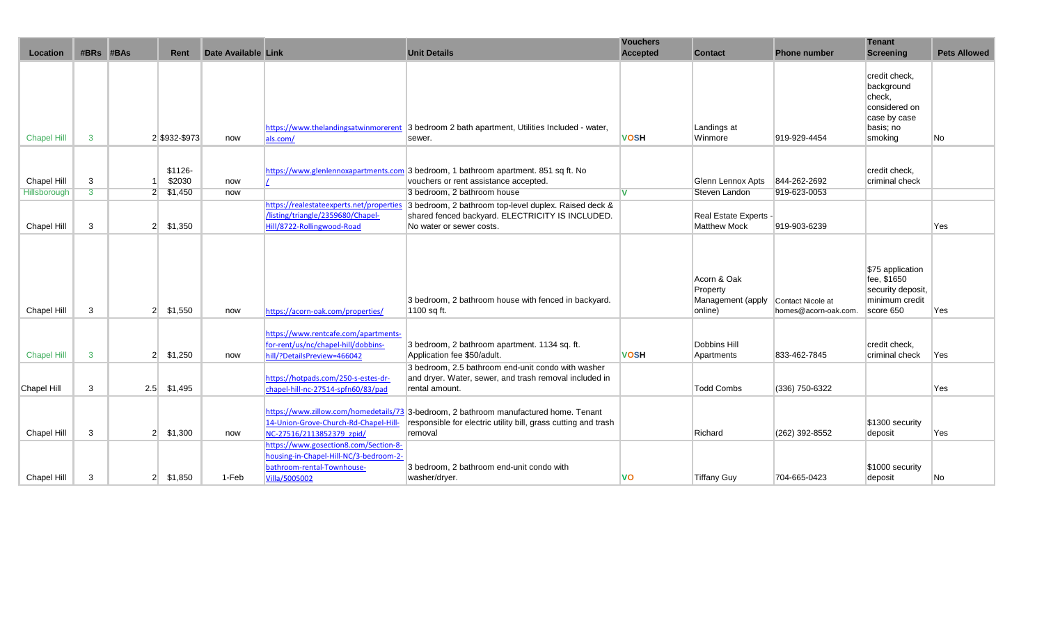| Location | #BRs | #BAs | Rent | Date Available | Link | Unit Details | Vouchers Accepted | Contact | Phone number | Tenant Screening | Pets Allowed |
|---|---|---|---|---|---|---|---|---|---|---|---|
| Chapel Hill | 3 | 2 | $932-$973 | now | https://www.thelandingsatwinmorerentals.com/ | 3 bedroom 2 bath apartment, Utilities Included - water, sewer. | VOSH | Landings at Winmore | 919-929-4454 | credit check, background check, considered on case by case basis; no smoking | No |
| Chapel Hill | 3 | 1 | $1126-$2030 | now | https://www.glenlennoxapartments.com/ | 3 bedroom, 1 bathroom apartment. 851 sq ft. No vouchers or rent assistance accepted. | | Glenn Lennox Apts | 844-262-2692 | credit check, criminal check | |
| Hillsborough | 3 | 2 | $1,450 | now | | 3 bedroom, 2 bathroom house | V | Steven Landon | 919-623-0053 | | |
| Chapel Hill | 3 | 2 | $1,350 | | https://realestateexperts.net/properties/listing/triangle/2359680/Chapel-Hill/8722-Rollingwood-Road | 3 bedroom, 2 bathroom top-level duplex. Raised deck & shared fenced backyard. ELECTRICITY IS INCLUDED. No water or sewer costs. | | Real Estate Experts - Matthew Mock | 919-903-6239 | | Yes |
| Chapel Hill | 3 | 2 | $1,550 | now | https://acorn-oak.com/properties/ | 3 bedroom, 2 bathroom house with fenced in backyard. 1100 sq ft. | | Acorn & Oak Property Management (apply online) | Contact Nicole at homes@acorn-oak.com. | $75 application fee, $1650 security deposit, minimum credit score 650 | Yes |
| Chapel Hill | 3 | 2 | $1,250 | now | https://www.rentcafe.com/apartments-for-rent/us/nc/chapel-hill/dobbins-hill/?DetailsPreview=466042 | 3 bedroom, 2 bathroom apartment. 1134 sq. ft. Application fee $50/adult. | VOSH | Dobbins Hill Apartments | 833-462-7845 | credit check, criminal check | Yes |
| Chapel Hill | 3 | 2.5 | $1,495 | | https://hotpads.com/250-s-estes-dr-chapel-hill-nc-27514-spfn60/83/pad | 3 bedroom, 2.5 bathroom end-unit condo with washer and dryer. Water, sewer, and trash removal included in rental amount. | | Todd Combs | (336) 750-6322 | | Yes |
| Chapel Hill | 3 | 2 | $1,300 | now | https://www.zillow.com/homedetails/7314-Union-Grove-Church-Rd-Chapel-Hill-NC-27516/2113852379_zpid/ | 3-bedroom, 2 bathroom manufactured home. Tenant responsible for electric utility bill, grass cutting and trash removal | | Richard | (262) 392-8552 | $1300 security deposit | Yes |
| Chapel Hill | 3 | 2 | $1,850 | 1-Feb | https://www.gosection8.com/Section-8-housing-in-Chapel-Hill-NC/3-bedroom-2-bathroom-rental-Townhouse-Villa/5005002 | 3 bedroom, 2 bathroom end-unit condo with washer/dryer. | VO | Tiffany Guy | 704-665-0423 | $1000 security deposit | No |